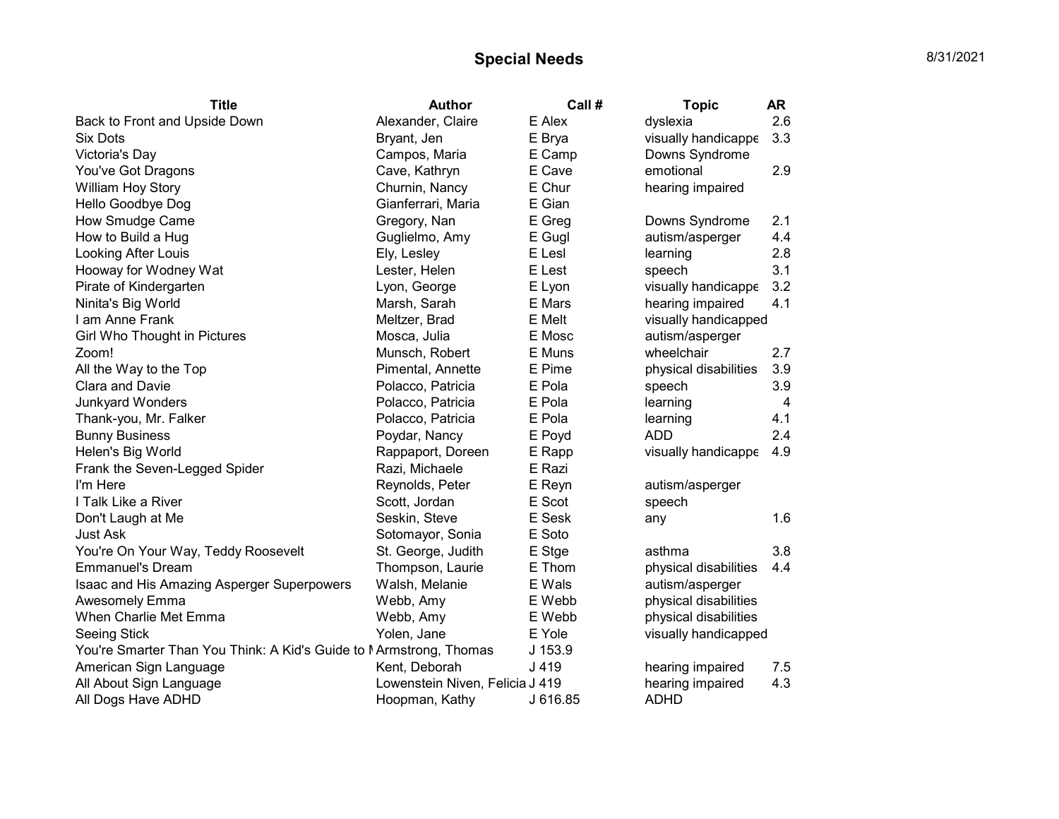# Special Needs

8/31/2021

| Title | Author | Call # | Topic | AR |
|---|---|---|---|---|
| Back to Front and Upside Down | Alexander, Claire | E Alex | dyslexia | 2.6 |
| Six Dots | Bryant, Jen | E Brya | visually handicappe | 3.3 |
| Victoria's Day | Campos, Maria | E Camp | Downs Syndrome | |
| You've Got Dragons | Cave, Kathryn | E Cave | emotional | 2.9 |
| William Hoy Story | Churnin, Nancy | E Chur | hearing impaired | |
| Hello Goodbye Dog | Gianferrari, Maria | E Gian | | |
| How Smudge Came | Gregory, Nan | E Greg | Downs Syndrome | 2.1 |
| How to Build a Hug | Guglielmo, Amy | E Gugl | autism/asperger | 4.4 |
| Looking After Louis | Ely, Lesley | E Lesl | learning | 2.8 |
| Hooway for Wodney Wat | Lester, Helen | E Lest | speech | 3.1 |
| Pirate of Kindergarten | Lyon, George | E Lyon | visually handicappe | 3.2 |
| Ninita's Big World | Marsh, Sarah | E Mars | hearing impaired | 4.1 |
| I am Anne Frank | Meltzer, Brad | E Melt | visually handicapped | |
| Girl Who Thought in Pictures | Mosca, Julia | E Mosc | autism/asperger | |
| Zoom! | Munsch, Robert | E Muns | wheelchair | 2.7 |
| All the Way to the Top | Pimental, Annette | E Pime | physical disabilities | 3.9 |
| Clara and Davie | Polacco, Patricia | E Pola | speech | 3.9 |
| Junkyard Wonders | Polacco, Patricia | E Pola | learning | 4 |
| Thank-you, Mr. Falker | Polacco, Patricia | E Pola | learning | 4.1 |
| Bunny Business | Poydar, Nancy | E Poyd | ADD | 2.4 |
| Helen's Big World | Rappaport, Doreen | E Rapp | visually handicappe | 4.9 |
| Frank the Seven-Legged Spider | Razi, Michaele | E Razi | | |
| I'm Here | Reynolds, Peter | E Reyn | autism/asperger | |
| I Talk Like a River | Scott, Jordan | E Scot | speech | |
| Don't Laugh at Me | Seskin, Steve | E Sesk | any | 1.6 |
| Just Ask | Sotomayor, Sonia | E Soto | | |
| You're On Your Way, Teddy Roosevelt | St. George, Judith | E Stge | asthma | 3.8 |
| Emmanuel's Dream | Thompson, Laurie | E Thom | physical disabilities | 4.4 |
| Isaac and His Amazing Asperger Superpowers | Walsh, Melanie | E Wals | autism/asperger | |
| Awesomely Emma | Webb, Amy | E Webb | physical disabilities | |
| When Charlie Met Emma | Webb, Amy | E Webb | physical disabilities | |
| Seeing Stick | Yolen, Jane | E Yole | visually handicapped | |
| You're Smarter Than You Think: A Kid's Guide to M | Armstrong, Thomas | J 153.9 | | |
| American Sign Language | Kent, Deborah | J 419 | hearing impaired | 7.5 |
| All About Sign Language | Lowenstein Niven, Felicia | J 419 | hearing impaired | 4.3 |
| All Dogs Have ADHD | Hoopman, Kathy | J 616.85 | ADHD | |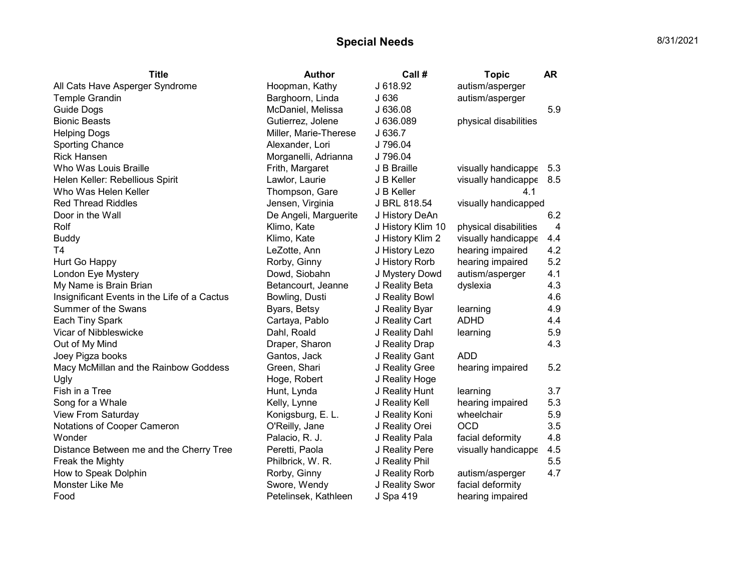# Special Needs

8/31/2021

| Title | Author | Call # | Topic | AR |
|---|---|---|---|---|
| All Cats Have Asperger Syndrome | Hoopman, Kathy | J 618.92 | autism/asperger | |
| Temple Grandin | Barghoorn, Linda | J 636 | autism/asperger | |
| Guide Dogs | McDaniel, Melissa | J 636.08 | | 5.9 |
| Bionic Beasts | Gutierrez, Jolene | J 636.089 | physical disabilities | |
| Helping Dogs | Miller, Marie-Therese | J 636.7 | | |
| Sporting Chance | Alexander, Lori | J 796.04 | | |
| Rick Hansen | Morganelli, Adrianna | J 796.04 | | |
| Who Was Louis Braille | Frith, Margaret | J B Braille | visually handicappe | 5.3 |
| Helen Keller: Rebellious Spirit | Lawlor, Laurie | J B Keller | visually handicappe | 8.5 |
| Who Was Helen Keller | Thompson, Gare | J B Keller | 4.1 | |
| Red Thread Riddles | Jensen, Virginia | J BRL 818.54 | visually handicapped | |
| Door in the Wall | De Angeli, Marguerite | J History DeAn | | 6.2 |
| Rolf | Klimo, Kate | J History Klim 10 | physical disabilities | 4 |
| Buddy | Klimo, Kate | J History Klim 2 | visually handicappe | 4.4 |
| T4 | LeZotte, Ann | J History Lezo | hearing impaired | 4.2 |
| Hurt Go Happy | Rorby, Ginny | J History Rorb | hearing impaired | 5.2 |
| London Eye Mystery | Dowd, Siobahn | J Mystery Dowd | autism/asperger | 4.1 |
| My Name is Brain Brian | Betancourt, Jeanne | J Reality Beta | dyslexia | 4.3 |
| Insignificant Events in the Life of a Cactus | Bowling, Dusti | J Reality Bowl | | 4.6 |
| Summer of the Swans | Byars, Betsy | J Reality Byar | learning | 4.9 |
| Each Tiny Spark | Cartaya, Pablo | J Reality Cart | ADHD | 4.4 |
| Vicar of Nibbleswicke | Dahl, Roald | J Reality Dahl | learning | 5.9 |
| Out of My Mind | Draper, Sharon | J Reality Drap | | 4.3 |
| Joey Pigza books | Gantos, Jack | J Reality Gant | ADD | |
| Macy McMillan and the Rainbow Goddess | Green, Shari | J Reality Gree | hearing impaired | 5.2 |
| Ugly | Hoge, Robert | J Reality Hoge | | |
| Fish in a Tree | Hunt, Lynda | J Reality Hunt | learning | 3.7 |
| Song for a Whale | Kelly, Lynne | J Reality Kell | hearing impaired | 5.3 |
| View From Saturday | Konigsburg, E. L. | J Reality Koni | wheelchair | 5.9 |
| Notations of Cooper Cameron | O'Reilly, Jane | J Reality Orei | OCD | 3.5 |
| Wonder | Palacio, R. J. | J Reality Pala | facial deformity | 4.8 |
| Distance Between me and the Cherry Tree | Peretti, Paola | J Reality Pere | visually handicappe | 4.5 |
| Freak the Mighty | Philbrick, W. R. | J Reality Phil | | 5.5 |
| How to Speak Dolphin | Rorby, Ginny | J Reality Rorb | autism/asperger | 4.7 |
| Monster Like Me | Swore, Wendy | J Reality Swor | facial deformity | |
| Food | Petelinsek, Kathleen | J Spa 419 | hearing impaired | |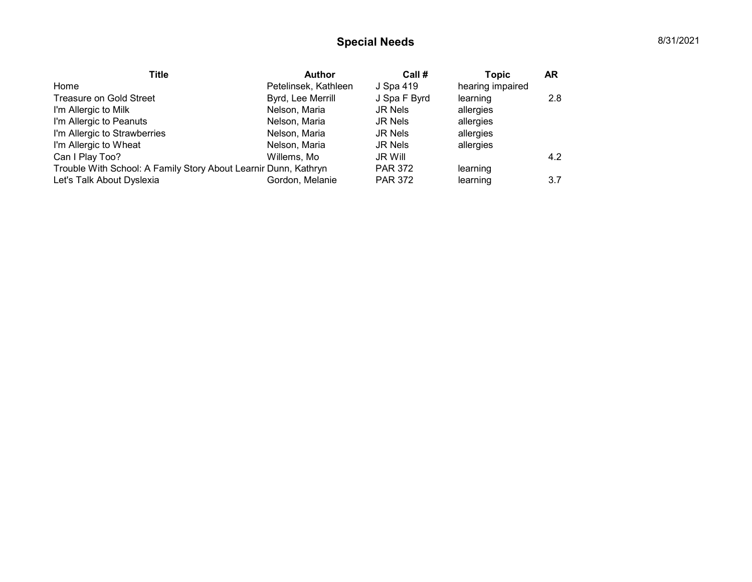# Special Needs

8/31/2021

| Title | Author | Call # | Topic | AR |
|---|---|---|---|---|
| Home | Petelinsek, Kathleen | J Spa 419 | hearing impaired | |
| Treasure on Gold Street | Byrd, Lee Merrill | J Spa F Byrd | learning | 2.8 |
| I'm Allergic to Milk | Nelson, Maria | JR Nels | allergies | |
| I'm Allergic to Peanuts | Nelson, Maria | JR Nels | allergies | |
| I'm Allergic to Strawberries | Nelson, Maria | JR Nels | allergies | |
| I'm Allergic to Wheat | Nelson, Maria | JR Nels | allergies | |
| Can I Play Too? | Willems, Mo | JR Will | | 4.2 |
| Trouble With School: A Family Story About Learnir | Dunn, Kathryn | PAR 372 | learning | |
| Let's Talk About Dyslexia | Gordon, Melanie | PAR 372 | learning | 3.7 |